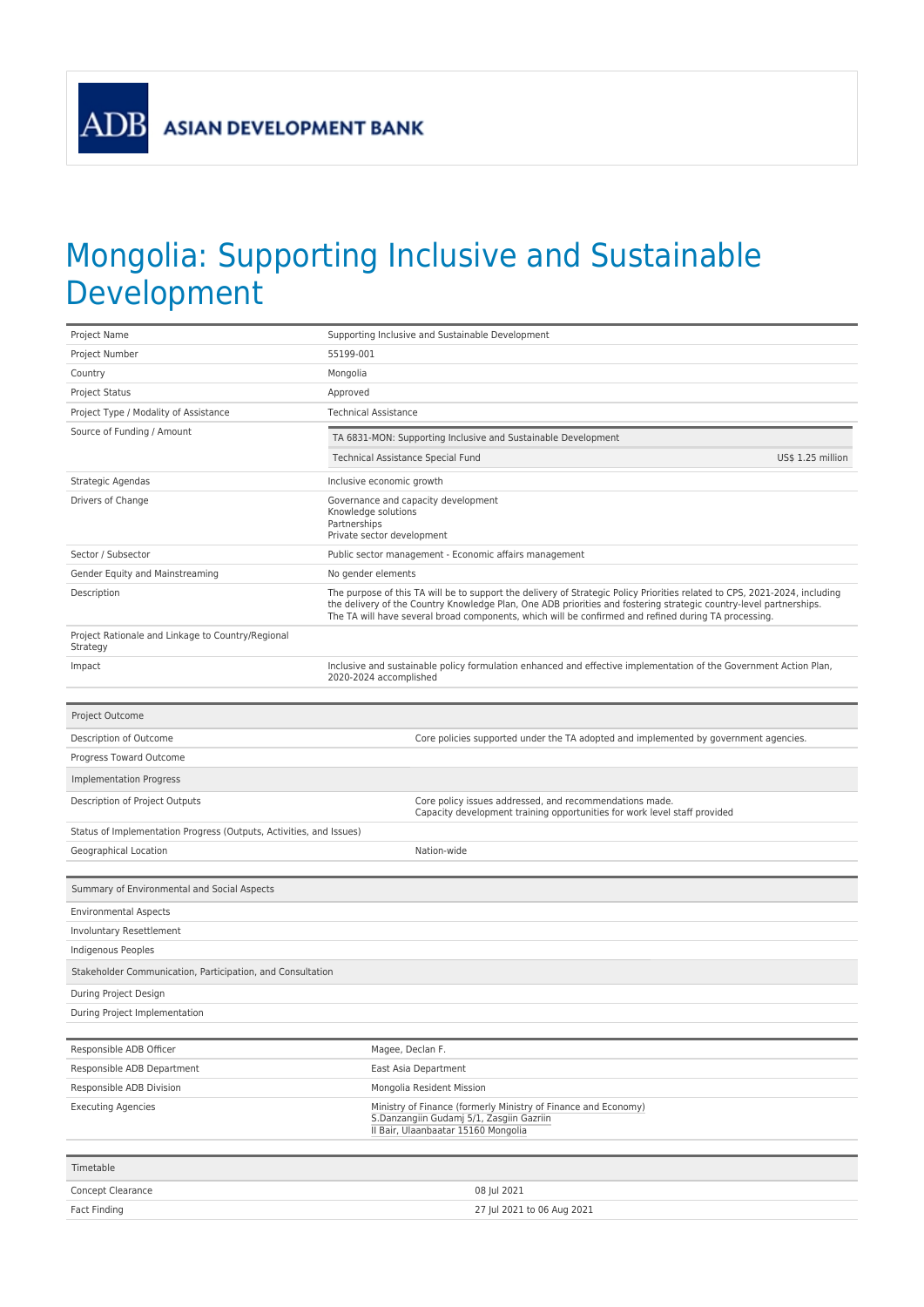ADB ASIAN DEVELOPMENT BANK

# Mongolia: Supporting Inclusive and Sustainable Development

| | |
|---|---|
| Project Name | Supporting Inclusive and Sustainable Development |
| Project Number | 55199-001 |
| Country | Mongolia |
| Project Status | Approved |
| Project Type / Modality of Assistance | Technical Assistance |
| Source of Funding / Amount | TA 6831-MON: Supporting Inclusive and Sustainable Development<br>Technical Assistance Special Fund — US$ 1.25 million |
| Strategic Agendas | Inclusive economic growth |
| Drivers of Change | Governance and capacity development<br>Knowledge solutions<br>Partnerships<br>Private sector development |
| Sector / Subsector | Public sector management - Economic affairs management |
| Gender Equity and Mainstreaming | No gender elements |
| Description | The purpose of this TA will be to support the delivery of Strategic Policy Priorities related to CPS, 2021-2024, including the delivery of the Country Knowledge Plan, One ADB priorities and fostering strategic country-level partnerships. The TA will have several broad components, which will be confirmed and refined during TA processing. |
| Project Rationale and Linkage to Country/Regional Strategy | |
| Impact | Inclusive and sustainable policy formulation enhanced and effective implementation of the Government Action Plan, 2020-2024 accomplished |

| Project Outcome | |
|---|---|
| Description of Outcome | Core policies supported under the TA adopted and implemented by government agencies. |
| Progress Toward Outcome | |
| **Implementation Progress** | |
| Description of Project Outputs | Core policy issues addressed, and recommendations made.<br>Capacity development training opportunities for work level staff provided |
| Status of Implementation Progress (Outputs, Activities, and Issues) | |
| Geographical Location | Nation-wide |

| Summary of Environmental and Social Aspects | |
|---|---|
| Environmental Aspects | |
| Involuntary Resettlement | |
| Indigenous Peoples | |
| **Stakeholder Communication, Participation, and Consultation** | |
| During Project Design | |
| During Project Implementation | |

| | |
|---|---|
| Responsible ADB Officer | Magee, Declan F. |
| Responsible ADB Department | East Asia Department |
| Responsible ADB Division | Mongolia Resident Mission |
| Executing Agencies | Ministry of Finance (formerly Ministry of Finance and Economy)<br>S.Danzangiin Gudamj 5/1, Zasgiin Gazriin<br>II Bair, Ulaanbaatar 15160 Mongolia |

| Timetable | |
|---|---|
| Concept Clearance | 08 Jul 2021 |
| Fact Finding | 27 Jul 2021 to 06 Aug 2021 |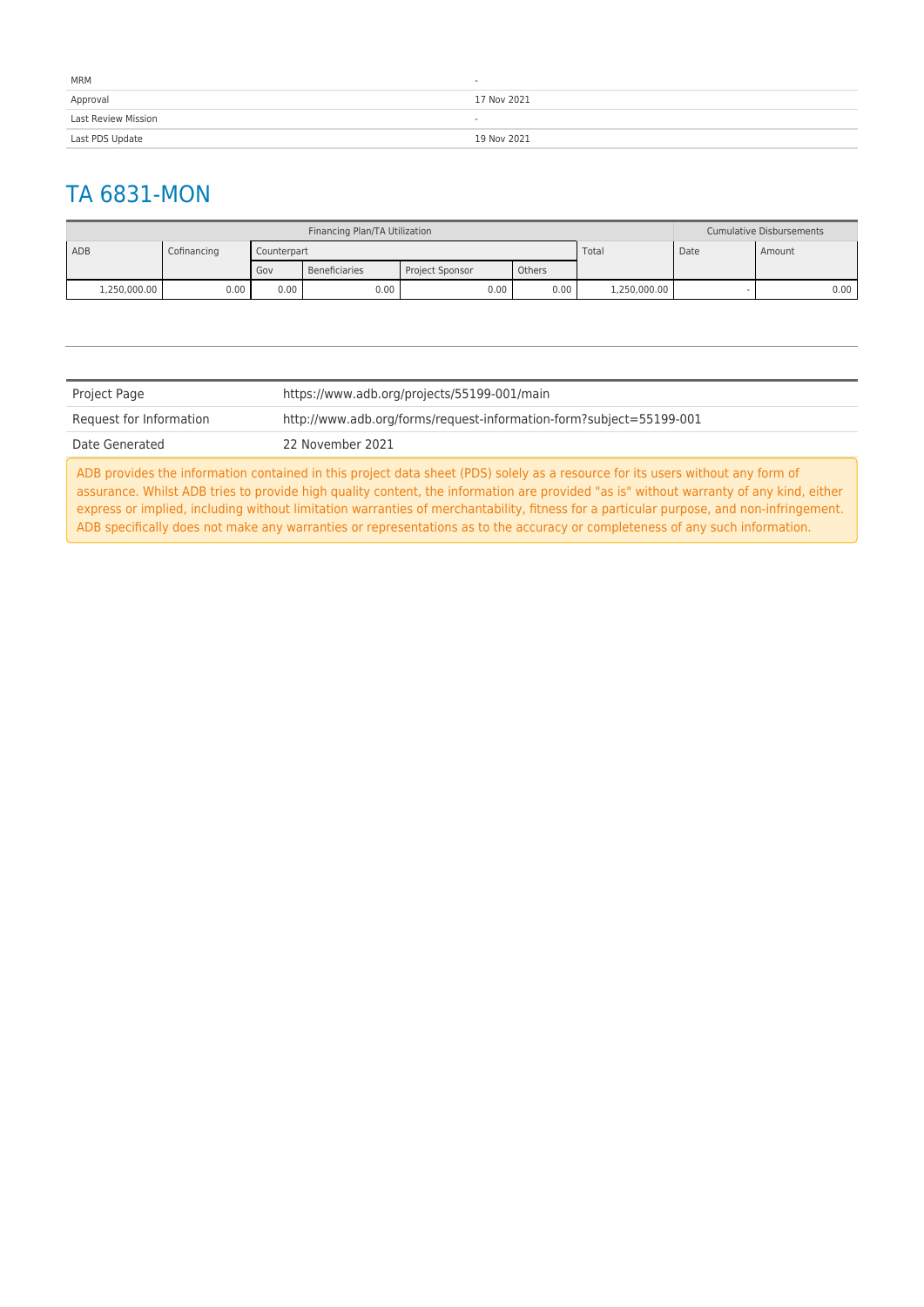| | |
|---|---|
| MRM | - |
| Approval | 17 Nov 2021 |
| Last Review Mission | - |
| Last PDS Update | 19 Nov 2021 |

## TA 6831-MON

| Financing Plan/TA Utilization | | | | | | | | Cumulative Disbursements | |
|---|---|---|---|---|---|---|---|---|---|
| ADB | Cofinancing | Counterpart | | | | | Total | Date | Amount |
| | | Gov | Beneficiaries | Project Sponsor | Others | | | | |
| 1,250,000.00 | 0.00 | 0.00 | 0.00 | 0.00 | 0.00 | | 1,250,000.00 | - | 0.00 |

| | |
|---|---|
| Project Page | https://www.adb.org/projects/55199-001/main |
| Request for Information | http://www.adb.org/forms/request-information-form?subject=55199-001 |
| Date Generated | 22 November 2021 |

ADB provides the information contained in this project data sheet (PDS) solely as a resource for its users without any form of assurance. Whilst ADB tries to provide high quality content, the information are provided "as is" without warranty of any kind, either express or implied, including without limitation warranties of merchantability, fitness for a particular purpose, and non-infringement. ADB specifically does not make any warranties or representations as to the accuracy or completeness of any such information.